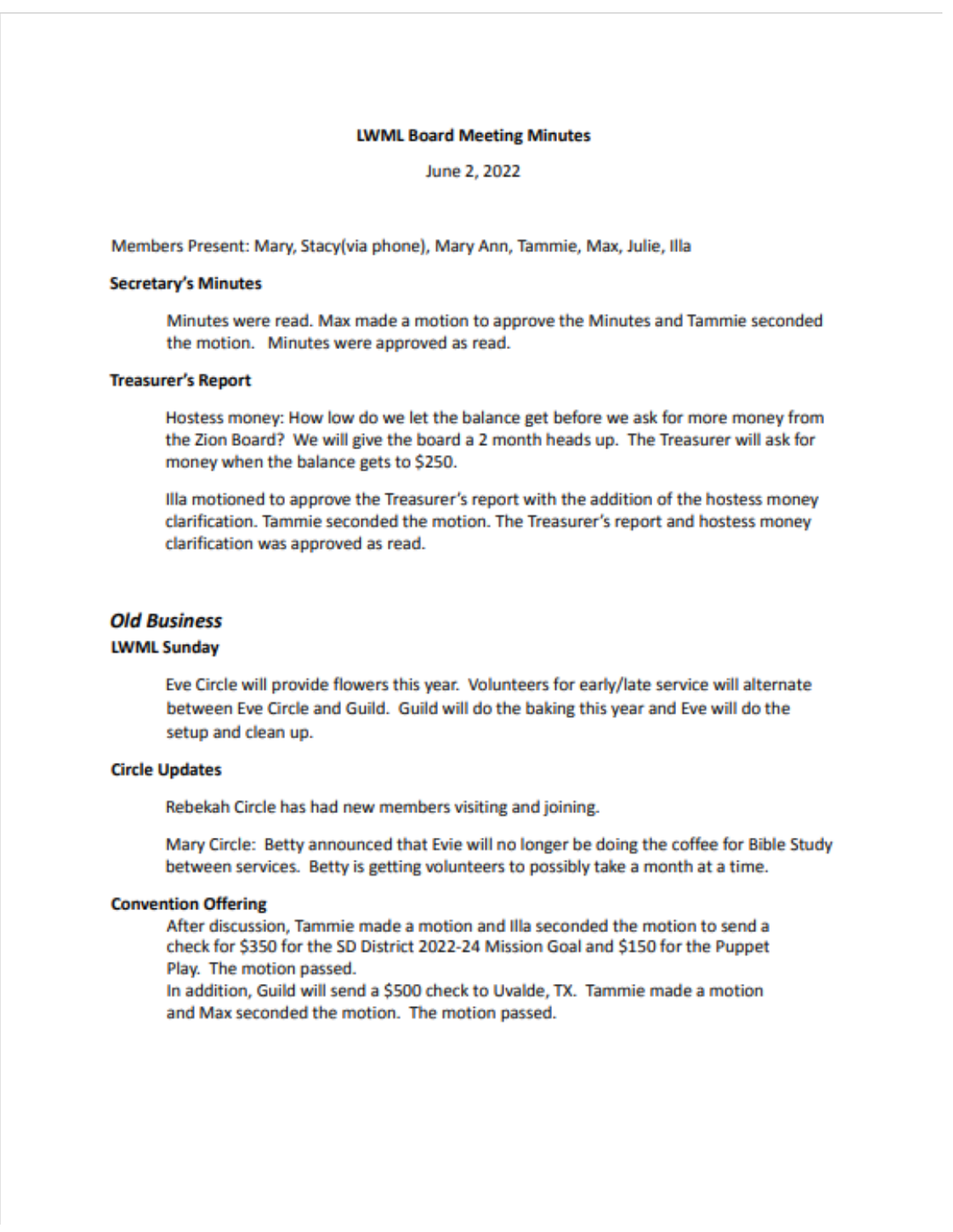# LWML Board Meeting Minutes

June 2, 2022

Members Present: Mary, Stacy(via phone), Mary Ann, Tammie, Max, Julie, Illa

### Secretary's Minutes

Minutes were read. Max made a motion to approve the Minutes and Tammie seconded the motion. Minutes were approved as read.

### Treasurer's Report

Hostess money: How low do we let the balance get before we ask for more money from the Zion Board? We will give the board a 2 month heads up. The Treasurer will ask for money when the balance gets to $250.

Illa motioned to approve the Treasurer's report with the addition of the hostess money clarification. Tammie seconded the motion. The Treasurer's report and hostess money clarification was approved as read.

## *Old Business*

### LWML Sunday

Eve Circle will provide flowers this year. Volunteers for early/late service will alternate between Eve Circle and Guild. Guild will do the baking this year and Eve will do the setup and clean up.

### Circle Updates

Rebekah Circle has had new members visiting and joining.

Mary Circle: Betty announced that Evie will no longer be doing the coffee for Bible Study between services. Betty is getting volunteers to possibly take a month at a time.

### Convention Offering

After discussion, Tammie made a motion and Illa seconded the motion to send a check for $350 for the SD District 2022-24 Mission Goal and $150 for the Puppet Play. The motion passed.
In addition, Guild will send a $500 check to Uvalde, TX. Tammie made a motion and Max seconded the motion. The motion passed.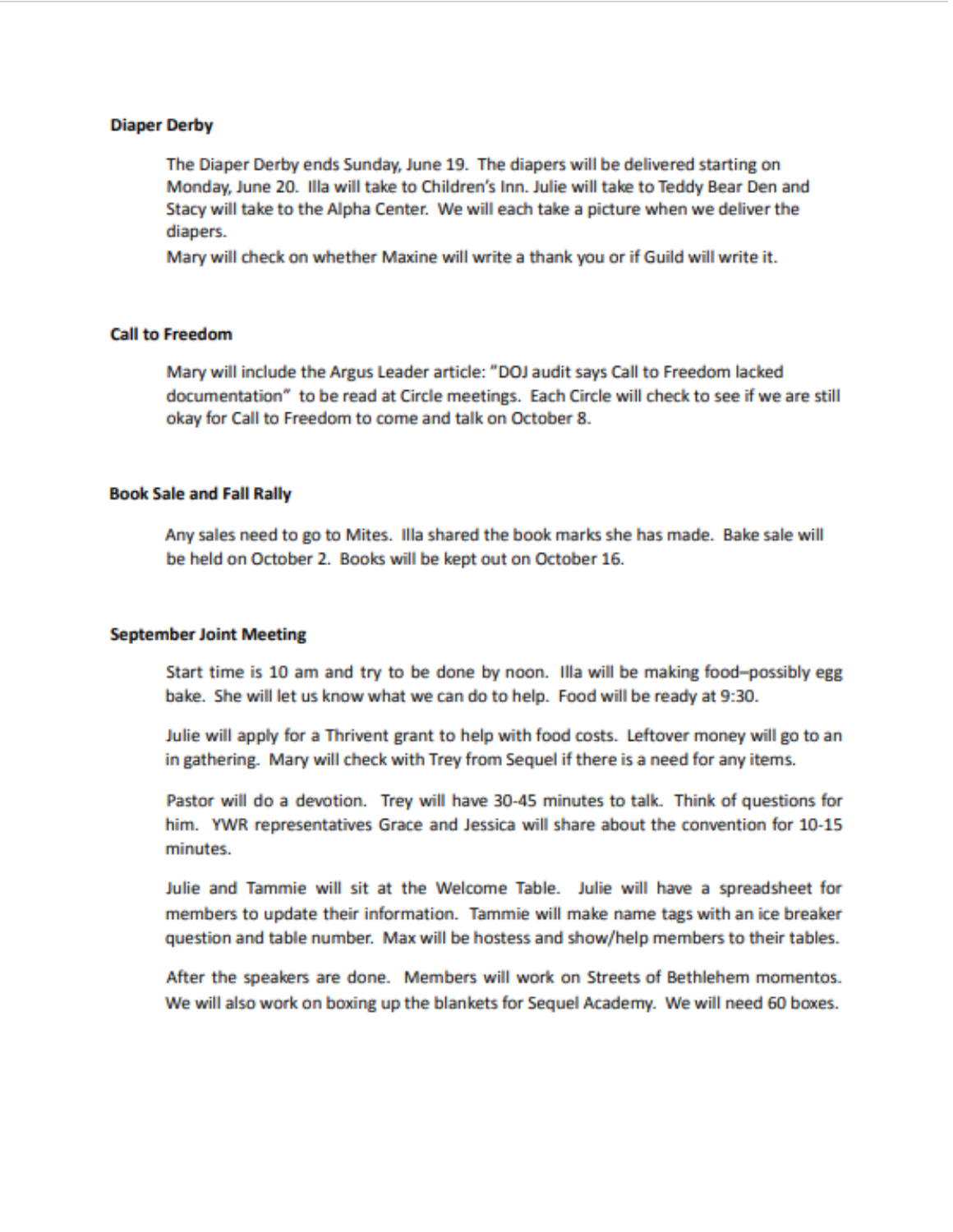**Diaper Derby**

The Diaper Derby ends Sunday, June 19. The diapers will be delivered starting on Monday, June 20. Illa will take to Children's Inn. Julie will take to Teddy Bear Den and Stacy will take to the Alpha Center. We will each take a picture when we deliver the diapers.

Mary will check on whether Maxine will write a thank you or if Guild will write it.

**Call to Freedom**

Mary will include the Argus Leader article: "DOJ audit says Call to Freedom lacked documentation" to be read at Circle meetings. Each Circle will check to see if we are still okay for Call to Freedom to come and talk on October 8.

**Book Sale and Fall Rally**

Any sales need to go to Mites. Illa shared the book marks she has made. Bake sale will be held on October 2. Books will be kept out on October 16.

**September Joint Meeting**

Start time is 10 am and try to be done by noon. Illa will be making food–possibly egg bake. She will let us know what we can do to help. Food will be ready at 9:30.

Julie will apply for a Thrivent grant to help with food costs. Leftover money will go to an in gathering. Mary will check with Trey from Sequel if there is a need for any items.

Pastor will do a devotion. Trey will have 30-45 minutes to talk. Think of questions for him. YWR representatives Grace and Jessica will share about the convention for 10-15 minutes.

Julie and Tammie will sit at the Welcome Table. Julie will have a spreadsheet for members to update their information. Tammie will make name tags with an ice breaker question and table number. Max will be hostess and show/help members to their tables.

After the speakers are done. Members will work on Streets of Bethlehem momentos. We will also work on boxing up the blankets for Sequel Academy. We will need 60 boxes.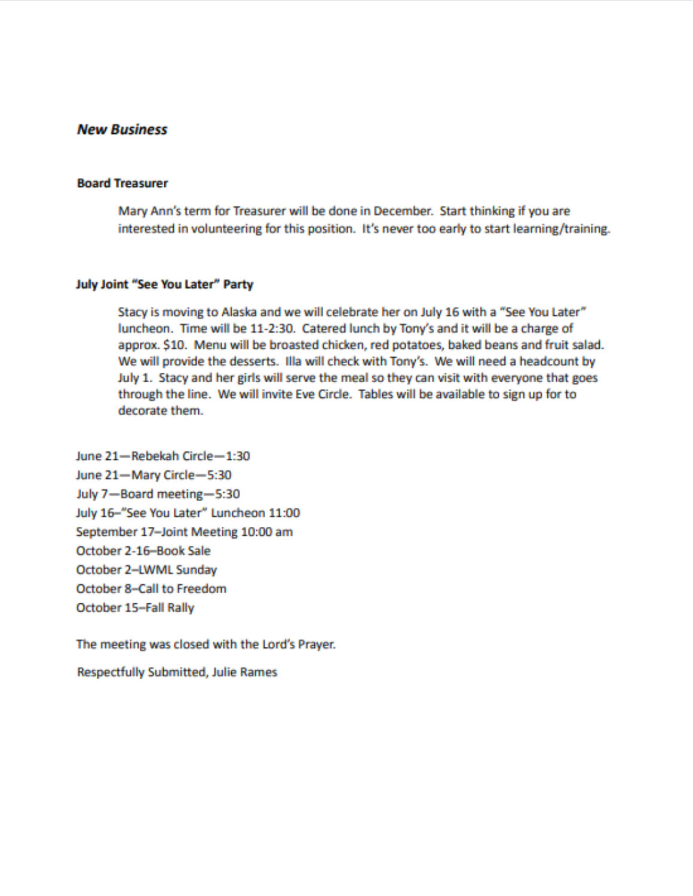## *New Business*

### Board Treasurer

Mary Ann's term for Treasurer will be done in December. Start thinking if you are interested in volunteering for this position. It's never too early to start learning/training.

### July Joint "See You Later" Party

Stacy is moving to Alaska and we will celebrate her on July 16 with a "See You Later" luncheon. Time will be 11-2:30. Catered lunch by Tony's and it will be a charge of approx. $10. Menu will be broasted chicken, red potatoes, baked beans and fruit salad. We will provide the desserts. Illa will check with Tony's. We will need a headcount by July 1. Stacy and her girls will serve the meal so they can visit with everyone that goes through the line. We will invite Eve Circle. Tables will be available to sign up for to decorate them.

June 21—Rebekah Circle—1:30
June 21—Mary Circle—5:30
July 7—Board meeting—5:30
July 16–"See You Later" Luncheon 11:00
September 17–Joint Meeting 10:00 am
October 2-16–Book Sale
October 2–LWML Sunday
October 8–Call to Freedom
October 15–Fall Rally

The meeting was closed with the Lord's Prayer.

Respectfully Submitted, Julie Rames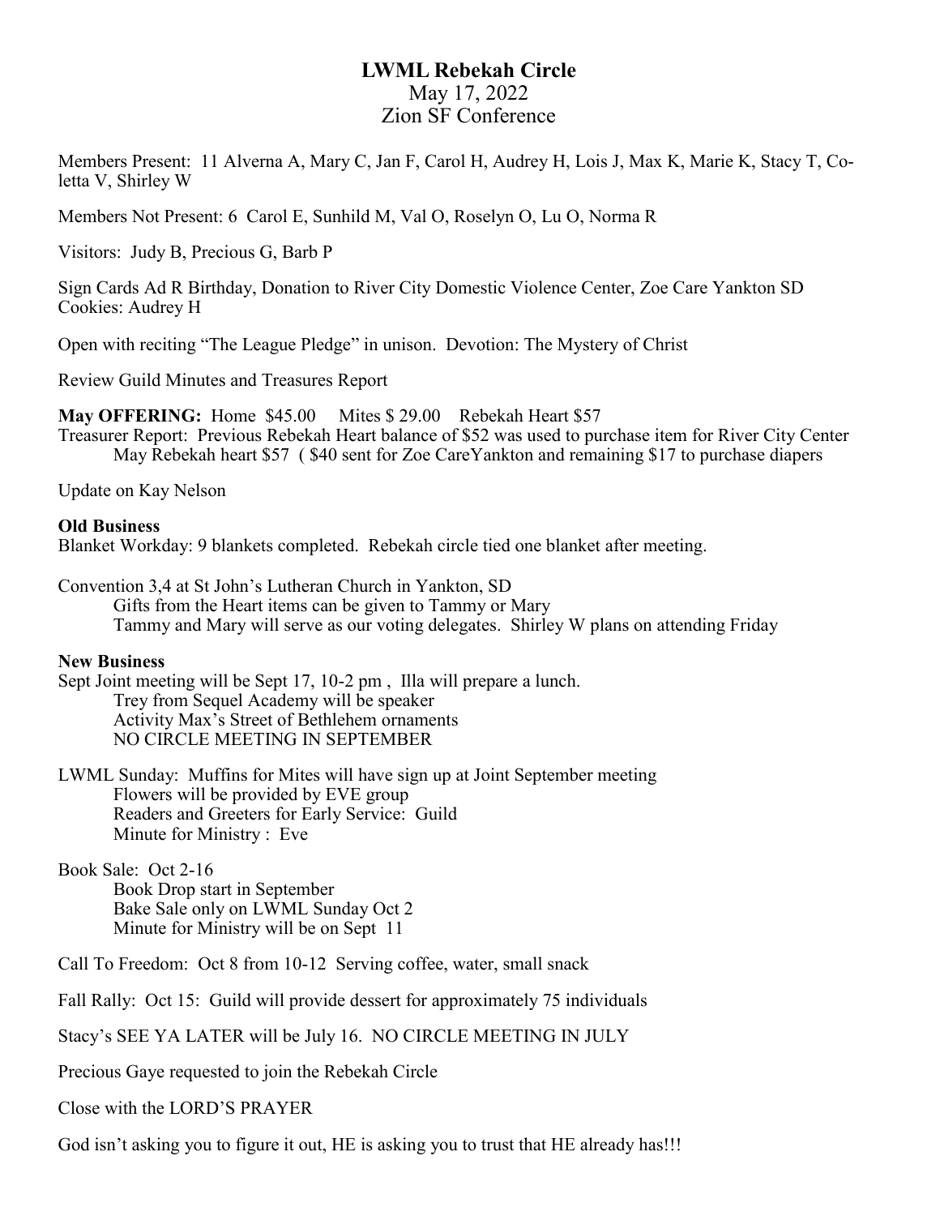# LWML Rebekah Circle

May 17, 2022
Zion SF Conference

Members Present: 11 Alverna A, Mary C, Jan F, Carol H, Audrey H, Lois J, Max K, Marie K, Stacy T, Coletta V, Shirley W

Members Not Present: 6 Carol E, Sunhild M, Val O, Roselyn O, Lu O, Norma R

Visitors: Judy B, Precious G, Barb P

Sign Cards Ad R Birthday, Donation to River City Domestic Violence Center, Zoe Care Yankton SD
Cookies: Audrey H

Open with reciting "The League Pledge" in unison. Devotion: The Mystery of Christ

Review Guild Minutes and Treasures Report

**May OFFERING:** Home $45.00 Mites $ 29.00 Rebekah Heart $57
Treasurer Report: Previous Rebekah Heart balance of $52 was used to purchase item for River City Center
May Rebekah heart $57 ( $40 sent for Zoe CareYankton and remaining $17 to purchase diapers

Update on Kay Nelson

**Old Business**
Blanket Workday: 9 blankets completed. Rebekah circle tied one blanket after meeting.

Convention 3,4 at St John's Lutheran Church in Yankton, SD
Gifts from the Heart items can be given to Tammy or Mary
Tammy and Mary will serve as our voting delegates. Shirley W plans on attending Friday

**New Business**
Sept Joint meeting will be Sept 17, 10-2 pm , Illa will prepare a lunch.
Trey from Sequel Academy will be speaker
Activity Max's Street of Bethlehem ornaments
NO CIRCLE MEETING IN SEPTEMBER

LWML Sunday: Muffins for Mites will have sign up at Joint September meeting
Flowers will be provided by EVE group
Readers and Greeters for Early Service: Guild
Minute for Ministry : Eve

Book Sale: Oct 2-16
Book Drop start in September
Bake Sale only on LWML Sunday Oct 2
Minute for Ministry will be on Sept 11

Call To Freedom: Oct 8 from 10-12 Serving coffee, water, small snack

Fall Rally: Oct 15: Guild will provide dessert for approximately 75 individuals

Stacy's SEE YA LATER will be July 16. NO CIRCLE MEETING IN JULY

Precious Gaye requested to join the Rebekah Circle

Close with the LORD'S PRAYER

God isn't asking you to figure it out, HE is asking you to trust that HE already has!!!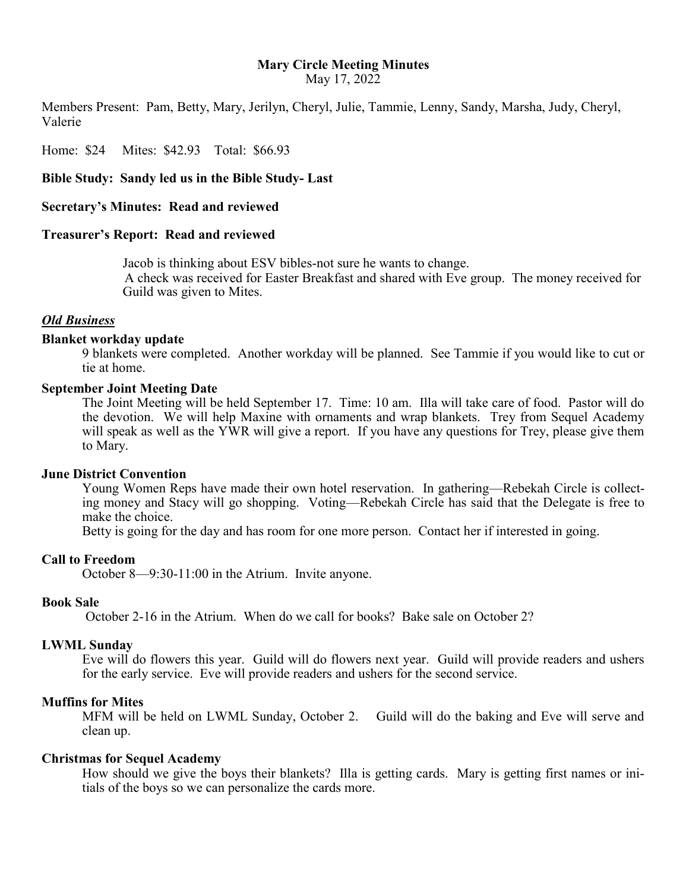**Mary Circle Meeting Minutes**
May 17, 2022

Members Present: Pam, Betty, Mary, Jerilyn, Cheryl, Julie, Tammie, Lenny, Sandy, Marsha, Judy, Cheryl, Valerie

Home: $24 Mites: $42.93 Total: $66.93

**Bible Study: Sandy led us in the Bible Study- Last**

**Secretary's Minutes: Read and reviewed**

**Treasurer's Report: Read and reviewed**

Jacob is thinking about ESV bibles-not sure he wants to change.
A check was received for Easter Breakfast and shared with Eve group. The money received for Guild was given to Mites.

***Old Business***

**Blanket workday update**

9 blankets were completed. Another workday will be planned. See Tammie if you would like to cut or tie at home.

**September Joint Meeting Date**

The Joint Meeting will be held September 17. Time: 10 am. Illa will take care of food. Pastor will do the devotion. We will help Maxine with ornaments and wrap blankets. Trey from Sequel Academy will speak as well as the YWR will give a report. If you have any questions for Trey, please give them to Mary.

**June District Convention**

Young Women Reps have made their own hotel reservation. In gathering—Rebekah Circle is collecting money and Stacy will go shopping. Voting—Rebekah Circle has said that the Delegate is free to make the choice.
Betty is going for the day and has room for one more person. Contact her if interested in going.

**Call to Freedom**

October 8—9:30-11:00 in the Atrium. Invite anyone.

**Book Sale**

October 2-16 in the Atrium. When do we call for books? Bake sale on October 2?

**LWML Sunday**

Eve will do flowers this year. Guild will do flowers next year. Guild will provide readers and ushers for the early service. Eve will provide readers and ushers for the second service.

**Muffins for Mites**

MFM will be held on LWML Sunday, October 2. Guild will do the baking and Eve will serve and clean up.

**Christmas for Sequel Academy**

How should we give the boys their blankets? Illa is getting cards. Mary is getting first names or initials of the boys so we can personalize the cards more.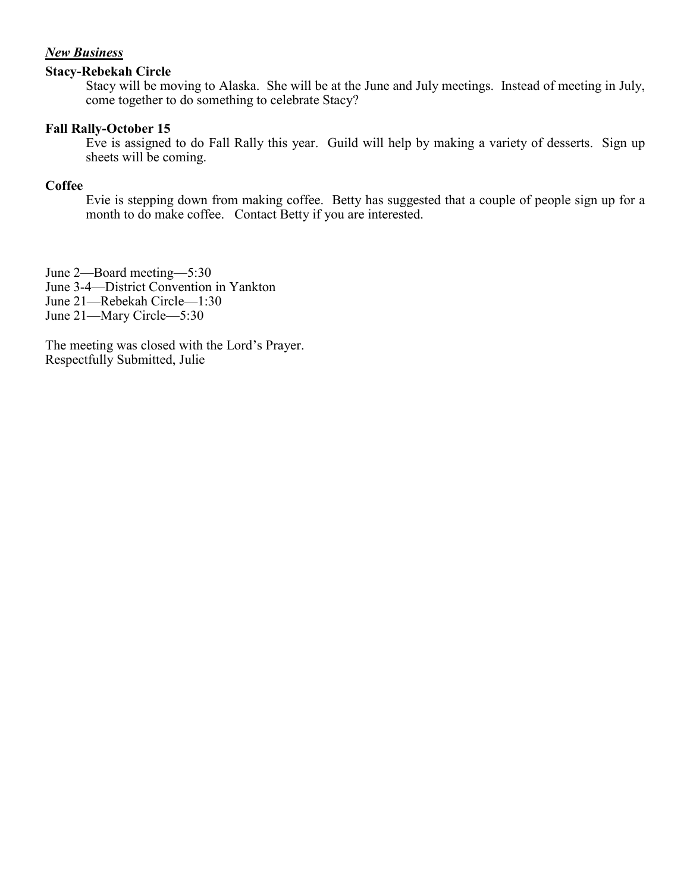***New Business***

**Stacy-Rebekah Circle**

Stacy will be moving to Alaska. She will be at the June and July meetings. Instead of meeting in July, come together to do something to celebrate Stacy?

**Fall Rally-October 15**

Eve is assigned to do Fall Rally this year. Guild will help by making a variety of desserts. Sign up sheets will be coming.

**Coffee**

Evie is stepping down from making coffee. Betty has suggested that a couple of people sign up for a month to do make coffee. Contact Betty if you are interested.

June 2—Board meeting—5:30
June 3-4—District Convention in Yankton
June 21—Rebekah Circle—1:30
June 21—Mary Circle—5:30

The meeting was closed with the Lord's Prayer.
Respectfully Submitted, Julie